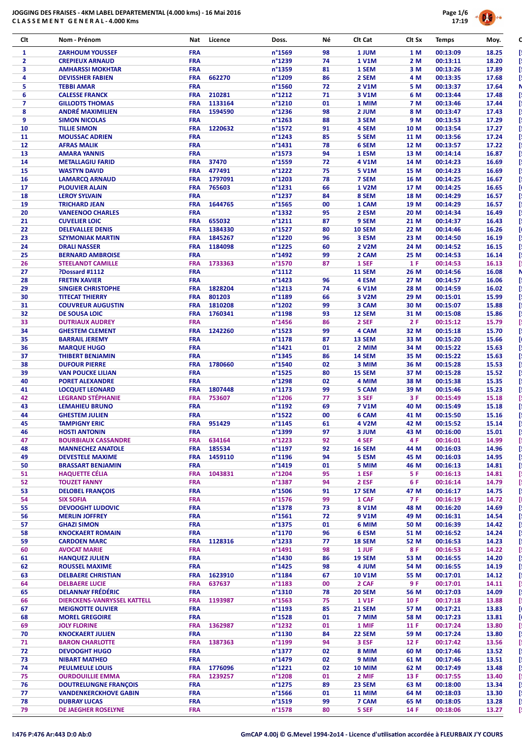# JOGGING DES FRAISES - 4KM LABEL DEPARTEMENTAL (4.000 kms) - 16 Mai 2016

**CLASSEMENT GENERAL - 4.000 Kms**

| Clt | Nom - Prénom | Nat | Licence | Doss. | Né | Clt Cat | Clt Sx | Temps | Moy. |
|---|---|---|---|---|---|---|---|---|---|
| 1 | ZARHOUM YOUSSEF | FRA | | n°1569 | 98 | 1 JUM | 1 M | 00:13:09 | 18.25 |
| 2 | CREPIEUX ARNAUD | FRA | | n°1239 | 74 | 1 V1M | 2 M | 00:13:11 | 18.20 |
| 3 | AMHARSSI MOKHTAR | FRA | | n°1359 | 81 | 1 SEM | 3 M | 00:13:26 | 17.89 |
| 4 | DEVISSHER FABIEN | FRA | 662270 | n°1209 | 86 | 2 SEM | 4 M | 00:13:35 | 17.68 |
| 5 | TEBBI AMAR | FRA | | n°1560 | 72 | 2 V1M | 5 M | 00:13:37 | 17.64 |
| 6 | CALESSE FRANCK | FRA | 210281 | n°1212 | 71 | 3 V1M | 6 M | 00:13:44 | 17.48 |
| 7 | GILLODTS THOMAS | FRA | 1133164 | n°1210 | 01 | 1 MIM | 7 M | 00:13:46 | 17.44 |
| 8 | ANDRÉ MAXIMILIEN | FRA | 1594590 | n°1236 | 98 | 2 JUM | 8 M | 00:13:47 | 17.43 |
| 9 | SIMON NICOLAS | FRA | | n°1263 | 88 | 3 SEM | 9 M | 00:13:53 | 17.29 |
| 10 | TILLIE SIMON | FRA | 1220632 | n°1572 | 91 | 4 SEM | 10 M | 00:13:54 | 17.27 |
| 11 | MOUSSAC ADRIEN | FRA | | n°1243 | 85 | 5 SEM | 11 M | 00:13:56 | 17.24 |
| 12 | AFRAS MALIK | FRA | | n°1431 | 78 | 6 SEM | 12 M | 00:13:57 | 17.22 |
| 13 | AMARA YANNIS | FRA | | n°1573 | 94 | 1 ESM | 13 M | 00:14:14 | 16.87 |
| 14 | METALLAGIU FARID | FRA | 37470 | n°1559 | 72 | 4 V1M | 14 M | 00:14:23 | 16.69 |
| 15 | WASTYN DAVID | FRA | 477491 | n°1222 | 75 | 5 V1M | 15 M | 00:14:23 | 16.69 |
| 16 | LAMARCQ ARNAUD | FRA | 1797091 | n°1203 | 78 | 7 SEM | 16 M | 00:14:25 | 16.67 |
| 17 | PLOUVIER ALAIN | FRA | 765603 | n°1231 | 66 | 1 V2M | 17 M | 00:14:25 | 16.65 |
| 18 | LEROY SYLVAIN | FRA | | n°1237 | 84 | 8 SEM | 18 M | 00:14:29 | 16.57 |
| 19 | TRICHARD JEAN | FRA | 1644765 | n°1565 | 00 | 1 CAM | 19 M | 00:14:29 | 16.57 |
| 20 | VANEENOO CHARLES | FRA | | n°1332 | 95 | 2 ESM | 20 M | 00:14:34 | 16.49 |
| 21 | CUVELIER LOIC | FRA | 655032 | n°1211 | 87 | 9 SEM | 21 M | 00:14:37 | 16.43 |
| 22 | DELEVALLEE DENIS | FRA | 1384330 | n°1527 | 80 | 10 SEM | 22 M | 00:14:46 | 16.26 |
| 23 | SZYMONIAK MARTIN | FRA | 1845267 | n°1220 | 96 | 3 ESM | 23 M | 00:14:50 | 16.19 |
| 24 | DRALI NASSER | FRA | 1184098 | n°1225 | 60 | 2 V2M | 24 M | 00:14:52 | 16.15 |
| 25 | BERNARD AMBROISE | FRA | | n°1492 | 99 | 2 CAM | 25 M | 00:14:53 | 16.14 |
| 26 | STEELANDT CAMILLE | FRA | 1733363 | n°1570 | 87 | 1 SEF | 1 F | 00:14:53 | 16.13 |
| 27 | ?Dossard #1112 | FRA | | n°1112 | | 11 SEM | 26 M | 00:14:56 | 16.08 |
| 28 | FRETIN XAVIER | FRA | | n°1423 | 96 | 4 ESM | 27 M | 00:14:57 | 16.06 |
| 29 | SINGIER CHRISTOPHE | FRA | 1828204 | n°1213 | 74 | 6 V1M | 28 M | 00:14:59 | 16.02 |
| 30 | TITECAT THIERRY | FRA | 801203 | n°1189 | 66 | 3 V2M | 29 M | 00:15:01 | 15.99 |
| 31 | COUVREUR AUGUSTIN | FRA | 1810208 | n°1202 | 99 | 3 CAM | 30 M | 00:15:07 | 15.88 |
| 32 | DE SOUSA LOIC | FRA | 1760341 | n°1198 | 93 | 12 SEM | 31 M | 00:15:08 | 15.86 |
| 33 | DUTRIAUX AUDREY | FRA | | n°1456 | 86 | 2 SEF | 2 F | 00:15:12 | 15.79 |
| 34 | GHESTEM CLEMENT | FRA | 1242260 | n°1523 | 99 | 4 CAM | 32 M | 00:15:18 | 15.70 |
| 35 | BARRAIL JEREMY | FRA | | n°1178 | 87 | 13 SEM | 33 M | 00:15:20 | 15.66 |
| 36 | MARQUE HUGO | FRA | | n°1421 | 01 | 2 MIM | 34 M | 00:15:22 | 15.63 |
| 37 | THIBERT BENJAMIN | FRA | | n°1345 | 86 | 14 SEM | 35 M | 00:15:22 | 15.63 |
| 38 | DUFOUR PIERRE | FRA | 1780660 | n°1540 | 02 | 3 MIM | 36 M | 00:15:28 | 15.53 |
| 39 | VAN POUCKE LILIAN | FRA | | n°1525 | 80 | 15 SEM | 37 M | 00:15:28 | 15.52 |
| 40 | PORET ALEXANDRE | FRA | | n°1298 | 02 | 4 MIM | 38 M | 00:15:38 | 15.35 |
| 41 | LOCQUET LEONARD | FRA | 1807448 | n°1173 | 99 | 5 CAM | 39 M | 00:15:46 | 15.23 |
| 42 | LEGRAND STÉPHANIE | FRA | 753607 | n°1206 | 77 | 3 SEF | 3 F | 00:15:49 | 15.18 |
| 43 | LEMAHIEU BRUNO | FRA | | n°1192 | 69 | 7 V1M | 40 M | 00:15:49 | 15.18 |
| 44 | GHESTEM JULIEN | FRA | | n°1522 | 00 | 6 CAM | 41 M | 00:15:50 | 15.16 |
| 45 | TAMPIGNY ERIC | FRA | 951429 | n°1145 | 61 | 4 V2M | 42 M | 00:15:52 | 15.14 |
| 46 | HOSTI ANTONIN | FRA | | n°1399 | 97 | 3 JUM | 43 M | 00:16:00 | 15.01 |
| 47 | BOURBIAUX CASSANDRE | FRA | 634164 | n°1223 | 92 | 4 SEF | 4 F | 00:16:01 | 14.99 |
| 48 | MANNECHEZ ANATOLE | FRA | 185534 | n°1197 | 92 | 16 SEM | 44 M | 00:16:03 | 14.96 |
| 49 | DEVESTELE MAXIME | FRA | 1459110 | n°1196 | 94 | 5 ESM | 45 M | 00:16:03 | 14.95 |
| 50 | BRASSART BENJAMIN | FRA | | n°1419 | 01 | 5 MIM | 46 M | 00:16:13 | 14.81 |
| 51 | HAQUETTE CÉLIA | FRA | 1043831 | n°1204 | 95 | 1 ESF | 5 F | 00:16:13 | 14.81 |
| 52 | TOUZET FANNY | FRA | | n°1387 | 94 | 2 ESF | 6 F | 00:16:14 | 14.79 |
| 53 | DELOBEL FRANÇOIS | FRA | | n°1506 | 91 | 17 SEM | 47 M | 00:16:17 | 14.75 |
| 54 | SIX SOFIA | FRA | | n°1576 | 99 | 1 CAF | 7 F | 00:16:19 | 14.72 |
| 55 | DEVOOGHT LUDOVIC | FRA | | n°1378 | 73 | 8 V1M | 48 M | 00:16:20 | 14.69 |
| 56 | MERLIN JOFFREY | FRA | | n°1561 | 72 | 9 V1M | 49 M | 00:16:31 | 14.54 |
| 57 | GHAZI SIMON | FRA | | n°1375 | 01 | 6 MIM | 50 M | 00:16:39 | 14.42 |
| 58 | KNOCKAERT ROMAIN | FRA | | n°1170 | 96 | 6 ESM | 51 M | 00:16:52 | 14.24 |
| 59 | CARDOEN MARC | FRA | 1128316 | n°1233 | 77 | 18 SEM | 52 M | 00:16:53 | 14.23 |
| 60 | AVOCAT MARIE | FRA | | n°1491 | 98 | 1 JUF | 8 F | 00:16:53 | 14.22 |
| 61 | HANQUEZ JULIEN | FRA | | n°1430 | 86 | 19 SEM | 53 M | 00:16:55 | 14.20 |
| 62 | ROUSSEL MAXIME | FRA | | n°1425 | 98 | 4 JUM | 54 M | 00:16:55 | 14.19 |
| 63 | DELBAERE CHRISTIAN | FRA | 1623910 | n°1184 | 67 | 10 V1M | 55 M | 00:17:01 | 14.12 |
| 64 | DELBAERE LUCIE | FRA | 637637 | n°1183 | 00 | 2 CAF | 9 F | 00:17:01 | 14.11 |
| 65 | DELANNAY FRÉDÉRIC | FRA | | n°1310 | 78 | 20 SEM | 56 M | 00:17:03 | 14.09 |
| 66 | DIERCKENS-VANRYSSEL KATTELL | FRA | 1193987 | n°1563 | 75 | 1 V1F | 10 F | 00:17:18 | 13.88 |
| 67 | MEIGNOTTE OLIVIER | FRA | | n°1193 | 85 | 21 SEM | 57 M | 00:17:21 | 13.83 |
| 68 | MOREL GREGOIRE | FRA | | n°1528 | 01 | 7 MIM | 58 M | 00:17:23 | 13.81 |
| 69 | JOLY FLORINE | FRA | 1362987 | n°1232 | 01 | 1 MIF | 11 F | 00:17:24 | 13.80 |
| 70 | KNOCKAERT JULIEN | FRA | | n°1130 | 84 | 22 SEM | 59 M | 00:17:24 | 13.80 |
| 71 | BARON CHARLOTTE | FRA | 1387363 | n°1199 | 94 | 3 ESF | 12 F | 00:17:42 | 13.56 |
| 72 | DEVOOGHT HUGO | FRA | | n°1377 | 02 | 8 MIM | 60 M | 00:17:46 | 13.52 |
| 73 | NIBART MATHEO | FRA | | n°1479 | 02 | 9 MIM | 61 M | 00:17:46 | 13.51 |
| 74 | PEULMEULE LOUIS | FRA | 1776096 | n°1221 | 02 | 10 MIM | 62 M | 00:17:49 | 13.48 |
| 75 | OURDOUILLIE EMMA | FRA | 1239257 | n°1208 | 01 | 2 MIF | 13 F | 00:17:55 | 13.40 |
| 76 | DOUTRELUNGNE FRANÇOIS | FRA | | n°1275 | 89 | 23 SEM | 63 M | 00:18:00 | 13.34 |
| 77 | VANDENKERCKHOVE GABIN | FRA | | n°1566 | 01 | 11 MIM | 64 M | 00:18:03 | 13.30 |
| 78 | DUBRAY LUCAS | FRA | | n°1519 | 99 | 7 CAM | 65 M | 00:18:05 | 13.28 |
| 79 | DE JAEGHER ROSELYNE | FRA | | n°1578 | 80 | 5 SEF | 14 F | 00:18:06 | 13.27 |

I:476 P:476 Ar:443 D:0 Ab:0

GmCAP 4.00j © G.Mevel 1994-2014 - Licence d'utilisation accordée à FLEURBAIX J'Y COURS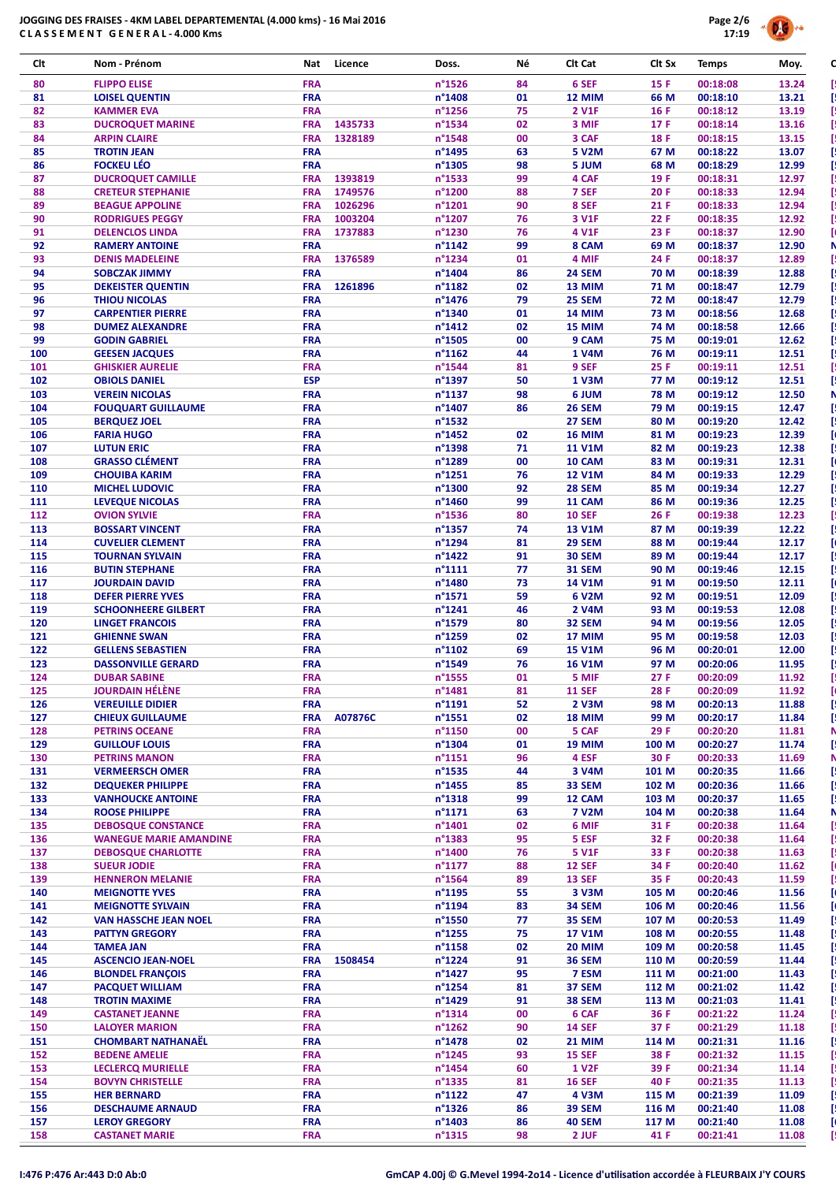JOGGING DES FRAISES - 4KM LABEL DEPARTEMENTAL (4.000 kms) - 16 Mai 2016
CLASSEMENT GENERAL - 4.000 Kms

| Clt | Nom - Prénom | Nat | Licence | Doss. | Né | Clt Cat | Clt Sx | Temps | Moy. |
|---|---|---|---|---|---|---|---|---|---|
| 80 | FLIPPO ELISE | FRA | | n°1526 | 84 | 6 SEF | 15 F | 00:18:08 | 13.24 |
| 81 | LOISEL QUENTIN | FRA | | n°1408 | 01 | 12 MIM | 66 M | 00:18:10 | 13.21 |
| 82 | KAMMER EVA | FRA | | n°1256 | 75 | 2 V1F | 16 F | 00:18:12 | 13.19 |
| 83 | DUCROQUET MARINE | FRA | 1435733 | n°1534 | 02 | 3 MIF | 17 F | 00:18:14 | 13.16 |
| 84 | ARPIN CLAIRE | FRA | 1328189 | n°1548 | 00 | 3 CAF | 18 F | 00:18:15 | 13.15 |
| 85 | TROTIN JEAN | FRA | | n°1495 | 63 | 5 V2M | 67 M | 00:18:22 | 13.07 |
| 86 | FOCKEU LÉO | FRA | | n°1305 | 98 | 5 JUM | 68 M | 00:18:29 | 12.99 |
| 87 | DUCROQUET CAMILLE | FRA | 1393819 | n°1533 | 99 | 4 CAF | 19 F | 00:18:31 | 12.97 |
| 88 | CRETEUR STEPHANIE | FRA | 1749576 | n°1200 | 88 | 7 SEF | 20 F | 00:18:33 | 12.94 |
| 89 | BEAGUE APPOLINE | FRA | 1026296 | n°1201 | 90 | 8 SEF | 21 F | 00:18:33 | 12.94 |
| 90 | RODRIGUES PEGGY | FRA | 1003204 | n°1207 | 76 | 3 V1F | 22 F | 00:18:35 | 12.92 |
| 91 | DELENCLOS LINDA | FRA | 1737883 | n°1230 | 76 | 4 V1F | 23 F | 00:18:37 | 12.90 |
| 92 | RAMERY ANTOINE | FRA | | n°1142 | 99 | 8 CAM | 69 M | 00:18:37 | 12.90 |
| 93 | DENIS MADELEINE | FRA | 1376589 | n°1234 | 01 | 4 MIF | 24 F | 00:18:37 | 12.89 |
| 94 | SOBCZAK JIMMY | FRA | | n°1404 | 86 | 24 SEM | 70 M | 00:18:39 | 12.88 |
| 95 | DEKEISTER QUENTIN | FRA | 1261896 | n°1182 | 02 | 13 MIM | 71 M | 00:18:47 | 12.79 |
| 96 | THIOU NICOLAS | FRA | | n°1476 | 79 | 25 SEM | 72 M | 00:18:47 | 12.79 |
| 97 | CARPENTIER PIERRE | FRA | | n°1340 | 01 | 14 MIM | 73 M | 00:18:56 | 12.68 |
| 98 | DUMEZ ALEXANDRE | FRA | | n°1412 | 02 | 15 MIM | 74 M | 00:18:58 | 12.66 |
| 99 | GODIN GABRIEL | FRA | | n°1505 | 00 | 9 CAM | 75 M | 00:19:01 | 12.62 |
| 100 | GEESEN JACQUES | FRA | | n°1162 | 44 | 1 V4M | 76 M | 00:19:11 | 12.51 |
| 101 | GHISKIER AURELIE | FRA | | n°1544 | 81 | 9 SEF | 25 F | 00:19:11 | 12.51 |
| 102 | OBIOLS DANIEL | ESP | | n°1397 | 50 | 1 V3M | 77 M | 00:19:12 | 12.51 |
| 103 | VEREIN NICOLAS | FRA | | n°1137 | 98 | 6 JUM | 78 M | 00:19:12 | 12.50 |
| 104 | FOUQUART GUILLAUME | FRA | | n°1407 | 86 | 26 SEM | 79 M | 00:19:15 | 12.47 |
| 105 | BERQUEZ JOEL | FRA | | n°1532 | | 27 SEM | 80 M | 00:19:20 | 12.42 |
| 106 | FARIA HUGO | FRA | | n°1452 | 02 | 16 MIM | 81 M | 00:19:23 | 12.39 |
| 107 | LUTUN ERIC | FRA | | n°1398 | 71 | 11 V1M | 82 M | 00:19:23 | 12.38 |
| 108 | GRASSO CLÉMENT | FRA | | n°1289 | 00 | 10 CAM | 83 M | 00:19:31 | 12.31 |
| 109 | CHOUIBA KARIM | FRA | | n°1251 | 76 | 12 V1M | 84 M | 00:19:33 | 12.29 |
| 110 | MICHEL LUDOVIC | FRA | | n°1300 | 92 | 28 SEM | 85 M | 00:19:34 | 12.27 |
| 111 | LEVEQUE NICOLAS | FRA | | n°1460 | 99 | 11 CAM | 86 M | 00:19:36 | 12.25 |
| 112 | OVION SYLVIE | FRA | | n°1536 | 80 | 10 SEF | 26 F | 00:19:38 | 12.23 |
| 113 | BOSSART VINCENT | FRA | | n°1357 | 74 | 13 V1M | 87 M | 00:19:39 | 12.22 |
| 114 | CUVELIER CLEMENT | FRA | | n°1294 | 81 | 29 SEM | 88 M | 00:19:44 | 12.17 |
| 115 | TOURNAN SYLVAIN | FRA | | n°1422 | 91 | 30 SEM | 89 M | 00:19:44 | 12.17 |
| 116 | BUTIN STEPHANE | FRA | | n°1111 | 77 | 31 SEM | 90 M | 00:19:46 | 12.15 |
| 117 | JOURDAIN DAVID | FRA | | n°1480 | 73 | 14 V1M | 91 M | 00:19:50 | 12.11 |
| 118 | DEFER PIERRE YVES | FRA | | n°1571 | 59 | 6 V2M | 92 M | 00:19:51 | 12.09 |
| 119 | SCHOONHEERE GILBERT | FRA | | n°1241 | 46 | 2 V4M | 93 M | 00:19:53 | 12.08 |
| 120 | LINGET FRANCOIS | FRA | | n°1579 | 80 | 32 SEM | 94 M | 00:19:56 | 12.05 |
| 121 | GHIENNE SWAN | FRA | | n°1259 | 02 | 17 MIM | 95 M | 00:19:58 | 12.03 |
| 122 | GELLENS SEBASTIEN | FRA | | n°1102 | 69 | 15 V1M | 96 M | 00:20:01 | 12.00 |
| 123 | DASSONVILLE GERARD | FRA | | n°1549 | 76 | 16 V1M | 97 M | 00:20:06 | 11.95 |
| 124 | DUBAR SABINE | FRA | | n°1555 | 01 | 5 MIF | 27 F | 00:20:09 | 11.92 |
| 125 | JOURDAIN HÉLÈNE | FRA | | n°1481 | 81 | 11 SEF | 28 F | 00:20:09 | 11.92 |
| 126 | VEREUILLE DIDIER | FRA | | n°1191 | 52 | 2 V3M | 98 M | 00:20:13 | 11.88 |
| 127 | CHIEUX GUILLAUME | FRA | A07876C | n°1551 | 02 | 18 MIM | 99 M | 00:20:17 | 11.84 |
| 128 | PETRINS OCEANE | FRA | | n°1150 | 00 | 5 CAF | 29 F | 00:20:20 | 11.81 |
| 129 | GUILLOUF LOUIS | FRA | | n°1304 | 01 | 19 MIM | 100 M | 00:20:27 | 11.74 |
| 130 | PETRINS MANON | FRA | | n°1151 | 96 | 4 ESF | 30 F | 00:20:33 | 11.69 |
| 131 | VERMEERSCH OMER | FRA | | n°1535 | 44 | 3 V4M | 101 M | 00:20:35 | 11.66 |
| 132 | DEQUEKER PHILIPPE | FRA | | n°1455 | 85 | 33 SEM | 102 M | 00:20:36 | 11.66 |
| 133 | VANHOUCKE ANTOINE | FRA | | n°1318 | 99 | 12 CAM | 103 M | 00:20:37 | 11.65 |
| 134 | ROOSE PHILIPPE | FRA | | n°1171 | 63 | 7 V2M | 104 M | 00:20:38 | 11.64 |
| 135 | DEBOSQUE CONSTANCE | FRA | | n°1401 | 02 | 6 MIF | 31 F | 00:20:38 | 11.64 |
| 136 | WANEGUE MARIE AMANDINE | FRA | | n°1383 | 95 | 5 ESF | 32 F | 00:20:38 | 11.64 |
| 137 | DEBOSQUE CHARLOTTE | FRA | | n°1400 | 76 | 5 V1F | 33 F | 00:20:38 | 11.63 |
| 138 | SUEUR JODIE | FRA | | n°1177 | 88 | 12 SEF | 34 F | 00:20:40 | 11.62 |
| 139 | HENNERON MELANIE | FRA | | n°1564 | 89 | 13 SEF | 35 F | 00:20:43 | 11.59 |
| 140 | MEIGNOTTE YVES | FRA | | n°1195 | 55 | 3 V3M | 105 M | 00:20:46 | 11.56 |
| 141 | MEIGNOTTE SYLVAIN | FRA | | n°1194 | 83 | 34 SEM | 106 M | 00:20:46 | 11.56 |
| 142 | VAN HASSCHE JEAN NOEL | FRA | | n°1550 | 77 | 35 SEM | 107 M | 00:20:53 | 11.49 |
| 143 | PATTYN GREGORY | FRA | | n°1255 | 75 | 17 V1M | 108 M | 00:20:55 | 11.48 |
| 144 | TAMEA JAN | FRA | | n°1158 | 02 | 20 MIM | 109 M | 00:20:58 | 11.45 |
| 145 | ASCENCIO JEAN-NOEL | FRA | 1508454 | n°1224 | 91 | 36 SEM | 110 M | 00:20:59 | 11.44 |
| 146 | BLONDEL FRANÇOIS | FRA | | n°1427 | 95 | 7 ESM | 111 M | 00:21:00 | 11.43 |
| 147 | PACQUET WILLIAM | FRA | | n°1254 | 81 | 37 SEM | 112 M | 00:21:02 | 11.42 |
| 148 | TROTIN MAXIME | FRA | | n°1429 | 91 | 38 SEM | 113 M | 00:21:03 | 11.41 |
| 149 | CASTANET JEANNE | FRA | | n°1314 | 00 | 6 CAF | 36 F | 00:21:22 | 11.24 |
| 150 | LALOYER MARION | FRA | | n°1262 | 90 | 14 SEF | 37 F | 00:21:29 | 11.18 |
| 151 | CHOMBART NATHANAËL | FRA | | n°1478 | 02 | 21 MIM | 114 M | 00:21:31 | 11.16 |
| 152 | BEDENE AMELIE | FRA | | n°1245 | 93 | 15 SEF | 38 F | 00:21:32 | 11.15 |
| 153 | LECLERCQ MURIELLE | FRA | | n°1454 | 60 | 1 V2F | 39 F | 00:21:34 | 11.14 |
| 154 | BOVYN CHRISTELLE | FRA | | n°1335 | 81 | 16 SEF | 40 F | 00:21:35 | 11.13 |
| 155 | HER BERNARD | FRA | | n°1122 | 47 | 4 V3M | 115 M | 00:21:39 | 11.09 |
| 156 | DESCHAUME ARNAUD | FRA | | n°1326 | 86 | 39 SEM | 116 M | 00:21:40 | 11.08 |
| 157 | LEROY GREGORY | FRA | | n°1403 | 86 | 40 SEM | 117 M | 00:21:40 | 11.08 |
| 158 | CASTANET MARIE | FRA | | n°1315 | 98 | 2 JUF | 41 F | 00:21:41 | 11.08 |

I:476 P:476 Ar:443 D:0 Ab:0

GmCAP 4.00j © G.Mevel 1994-2014 - Licence d'utilisation accordée à FLEURBAIX J'Y COURS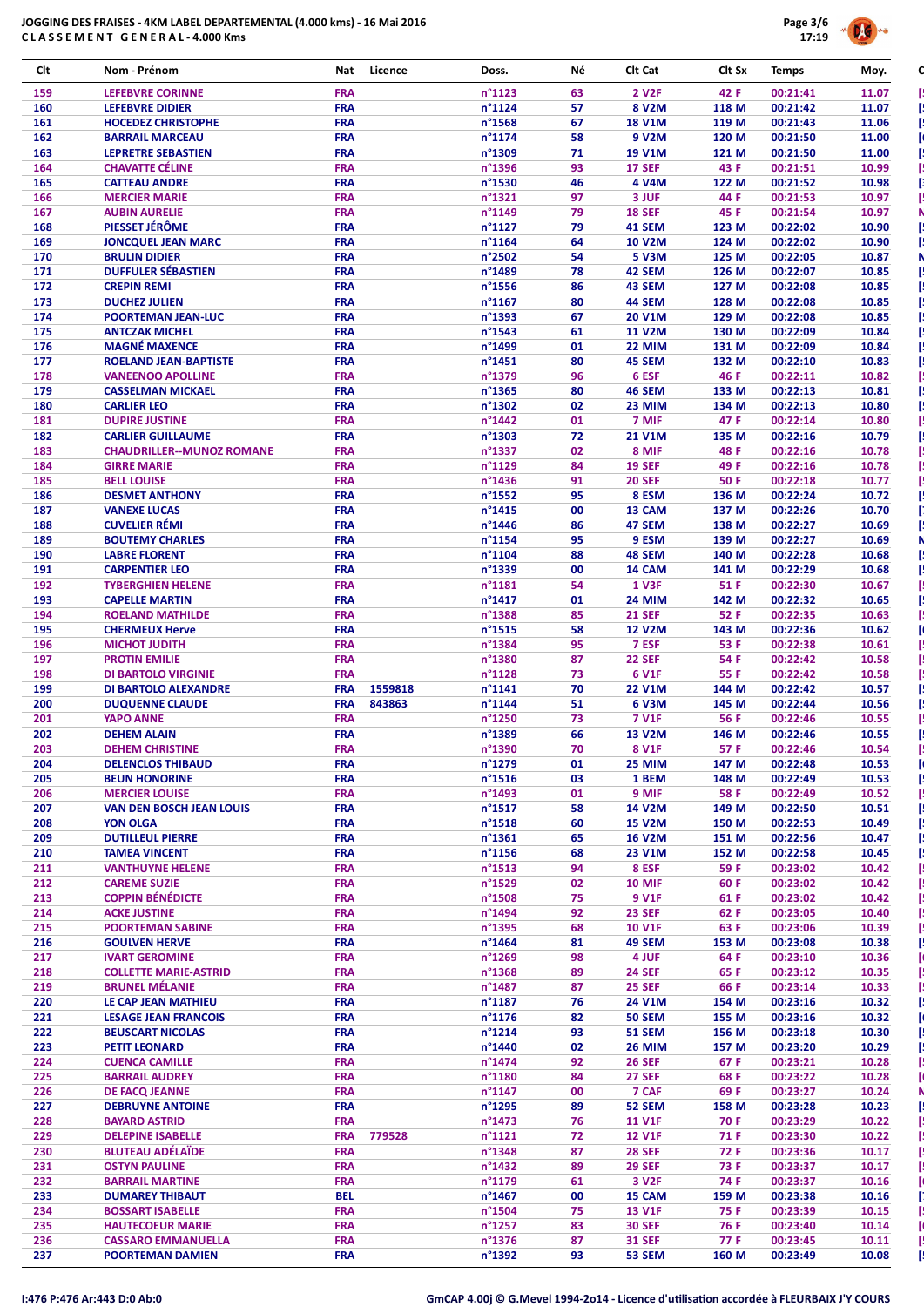JOGGING DES FRAISES - 4KM LABEL DEPARTEMENTAL (4.000 kms) - 16 Mai 2016
CLASSEMENT GENERAL - 4.000 Kms

| Clt | Nom - Prénom | Nat | Licence | Doss. | Né | Clt Cat | Clt Sx | Temps | Moy. |
|---|---|---|---|---|---|---|---|---|---|
| 159 | LEFEBVRE CORINNE | FRA | | n°1123 | 63 | 2 V2F | 42 F | 00:21:41 | 11.07 |
| 160 | LEFEBVRE DIDIER | FRA | | n°1124 | 57 | 8 V2M | 118 M | 00:21:42 | 11.07 |
| 161 | HOCEDEZ CHRISTOPHE | FRA | | n°1568 | 67 | 18 V1M | 119 M | 00:21:43 | 11.06 |
| 162 | BARRAIL MARCEAU | FRA | | n°1174 | 58 | 9 V2M | 120 M | 00:21:50 | 11.00 |
| 163 | LEPRETRE SEBASTIEN | FRA | | n°1309 | 71 | 19 V1M | 121 M | 00:21:50 | 11.00 |
| 164 | CHAVATTE CÉLINE | FRA | | n°1396 | 93 | 17 SEF | 43 F | 00:21:51 | 10.99 |
| 165 | CATTEAU ANDRE | FRA | | n°1530 | 46 | 4 V4M | 122 M | 00:21:52 | 10.98 |
| 166 | MERCIER MARIE | FRA | | n°1321 | 97 | 3 JUF | 44 F | 00:21:53 | 10.97 |
| 167 | AUBIN AURELIE | FRA | | n°1149 | 79 | 18 SEF | 45 F | 00:21:54 | 10.97 |
| 168 | PIESSET JÉRÔME | FRA | | n°1127 | 79 | 41 SEM | 123 M | 00:22:02 | 10.90 |
| 169 | JONCQUEL JEAN MARC | FRA | | n°1164 | 64 | 10 V2M | 124 M | 00:22:02 | 10.90 |
| 170 | BRULIN DIDIER | FRA | | n°2502 | 54 | 5 V3M | 125 M | 00:22:05 | 10.87 |
| 171 | DUFFULER SÉBASTIEN | FRA | | n°1489 | 78 | 42 SEM | 126 M | 00:22:07 | 10.85 |
| 172 | CREPIN REMI | FRA | | n°1556 | 86 | 43 SEM | 127 M | 00:22:08 | 10.85 |
| 173 | DUCHEZ JULIEN | FRA | | n°1167 | 80 | 44 SEM | 128 M | 00:22:08 | 10.85 |
| 174 | POORTEMAN JEAN-LUC | FRA | | n°1393 | 67 | 20 V1M | 129 M | 00:22:08 | 10.85 |
| 175 | ANTCZAK MICHEL | FRA | | n°1543 | 61 | 11 V2M | 130 M | 00:22:09 | 10.84 |
| 176 | MAGNÉ MAXENCE | FRA | | n°1499 | 01 | 22 MIM | 131 M | 00:22:09 | 10.84 |
| 177 | ROELAND JEAN-BAPTISTE | FRA | | n°1451 | 80 | 45 SEM | 132 M | 00:22:10 | 10.83 |
| 178 | VANEENOO APOLLINE | FRA | | n°1379 | 96 | 6 ESF | 46 F | 00:22:11 | 10.82 |
| 179 | CASSELMAN MICKAEL | FRA | | n°1365 | 80 | 46 SEM | 133 M | 00:22:13 | 10.81 |
| 180 | CARLIER LEO | FRA | | n°1302 | 02 | 23 MIM | 134 M | 00:22:13 | 10.80 |
| 181 | DUPIRE JUSTINE | FRA | | n°1442 | 01 | 7 MIF | 47 F | 00:22:14 | 10.80 |
| 182 | CARLIER GUILLAUME | FRA | | n°1303 | 72 | 21 V1M | 135 M | 00:22:16 | 10.79 |
| 183 | CHAUDRILLER--MUNOZ ROMANE | FRA | | n°1337 | 02 | 8 MIF | 48 F | 00:22:16 | 10.78 |
| 184 | GIRRE MARIE | FRA | | n°1129 | 84 | 19 SEF | 49 F | 00:22:16 | 10.78 |
| 185 | BELL LOUISE | FRA | | n°1436 | 91 | 20 SEF | 50 F | 00:22:18 | 10.77 |
| 186 | DESMET ANTHONY | FRA | | n°1552 | 95 | 8 ESM | 136 M | 00:22:24 | 10.72 |
| 187 | VANEXE LUCAS | FRA | | n°1415 | 00 | 13 CAM | 137 M | 00:22:26 | 10.70 |
| 188 | CUVELIER RÉMI | FRA | | n°1446 | 86 | 47 SEM | 138 M | 00:22:27 | 10.69 |
| 189 | BOUTEMY CHARLES | FRA | | n°1154 | 95 | 9 ESM | 139 M | 00:22:27 | 10.69 |
| 190 | LABRE FLORENT | FRA | | n°1104 | 88 | 48 SEM | 140 M | 00:22:28 | 10.68 |
| 191 | CARPENTIER LEO | FRA | | n°1339 | 00 | 14 CAM | 141 M | 00:22:29 | 10.68 |
| 192 | TYBERGHIEN HELENE | FRA | | n°1181 | 54 | 1 V3F | 51 F | 00:22:30 | 10.67 |
| 193 | CAPELLE MARTIN | FRA | | n°1417 | 01 | 24 MIM | 142 M | 00:22:32 | 10.65 |
| 194 | ROELAND MATHILDE | FRA | | n°1388 | 85 | 21 SEF | 52 F | 00:22:35 | 10.63 |
| 195 | CHERMEUX Herve | FRA | | n°1515 | 58 | 12 V2M | 143 M | 00:22:36 | 10.62 |
| 196 | MICHOT JUDITH | FRA | | n°1384 | 95 | 7 ESF | 53 F | 00:22:38 | 10.61 |
| 197 | PROTIN EMILIE | FRA | | n°1380 | 87 | 22 SEF | 54 F | 00:22:42 | 10.58 |
| 198 | DI BARTOLO VIRGINIE | FRA | | n°1128 | 73 | 6 V1F | 55 F | 00:22:42 | 10.58 |
| 199 | DI BARTOLO ALEXANDRE | FRA | 1559818 | n°1141 | 70 | 22 V1M | 144 M | 00:22:42 | 10.57 |
| 200 | DUQUENNE CLAUDE | FRA | 843863 | n°1144 | 51 | 6 V3M | 145 M | 00:22:44 | 10.56 |
| 201 | YAPO ANNE | FRA | | n°1250 | 73 | 7 V1F | 56 F | 00:22:46 | 10.55 |
| 202 | DEHEM ALAIN | FRA | | n°1389 | 66 | 13 V2M | 146 M | 00:22:46 | 10.55 |
| 203 | DEHEM CHRISTINE | FRA | | n°1390 | 70 | 8 V1F | 57 F | 00:22:46 | 10.54 |
| 204 | DELENCLOS THIBAUD | FRA | | n°1279 | 01 | 25 MIM | 147 M | 00:22:48 | 10.53 |
| 205 | BEUN HONORINE | FRA | | n°1516 | 03 | 1 BEM | 148 M | 00:22:49 | 10.53 |
| 206 | MERCIER LOUISE | FRA | | n°1493 | 01 | 9 MIF | 58 F | 00:22:49 | 10.52 |
| 207 | VAN DEN BOSCH JEAN LOUIS | FRA | | n°1517 | 58 | 14 V2M | 149 M | 00:22:50 | 10.51 |
| 208 | YON OLGA | FRA | | n°1518 | 60 | 15 V2M | 150 M | 00:22:53 | 10.49 |
| 209 | DUTILLEUL PIERRE | FRA | | n°1361 | 65 | 16 V2M | 151 M | 00:22:56 | 10.47 |
| 210 | TAMEA VINCENT | FRA | | n°1156 | 68 | 23 V1M | 152 M | 00:22:58 | 10.45 |
| 211 | VANTHUYNE HELENE | FRA | | n°1513 | 94 | 8 ESF | 59 F | 00:23:02 | 10.42 |
| 212 | CAREME SUZIE | FRA | | n°1529 | 02 | 10 MIF | 60 F | 00:23:02 | 10.42 |
| 213 | COPPIN BÉNÉDICTE | FRA | | n°1508 | 75 | 9 V1F | 61 F | 00:23:02 | 10.42 |
| 214 | ACKE JUSTINE | FRA | | n°1494 | 92 | 23 SEF | 62 F | 00:23:05 | 10.40 |
| 215 | POORTEMAN SABINE | FRA | | n°1395 | 68 | 10 V1F | 63 F | 00:23:06 | 10.39 |
| 216 | GOULVEN HERVE | FRA | | n°1464 | 81 | 49 SEM | 153 M | 00:23:08 | 10.38 |
| 217 | IVART GEROMINE | FRA | | n°1269 | 98 | 4 JUF | 64 F | 00:23:10 | 10.36 |
| 218 | COLLETTE MARIE-ASTRID | FRA | | n°1368 | 89 | 24 SEF | 65 F | 00:23:12 | 10.35 |
| 219 | BRUNEL MÉLANIE | FRA | | n°1487 | 87 | 25 SEF | 66 F | 00:23:14 | 10.33 |
| 220 | LE CAP JEAN MATHIEU | FRA | | n°1187 | 76 | 24 V1M | 154 M | 00:23:16 | 10.32 |
| 221 | LESAGE JEAN FRANCOIS | FRA | | n°1176 | 82 | 50 SEM | 155 M | 00:23:16 | 10.32 |
| 222 | BEUSCART NICOLAS | FRA | | n°1214 | 93 | 51 SEM | 156 M | 00:23:18 | 10.30 |
| 223 | PETIT LEONARD | FRA | | n°1440 | 02 | 26 MIM | 157 M | 00:23:20 | 10.29 |
| 224 | CUENCA CAMILLE | FRA | | n°1474 | 92 | 26 SEF | 67 F | 00:23:21 | 10.28 |
| 225 | BARRAIL AUDREY | FRA | | n°1180 | 84 | 27 SEF | 68 F | 00:23:22 | 10.28 |
| 226 | DE FACQ JEANNE | FRA | | n°1147 | 00 | 7 CAF | 69 F | 00:23:27 | 10.24 |
| 227 | DEBRUYNE ANTOINE | FRA | | n°1295 | 89 | 52 SEM | 158 M | 00:23:28 | 10.23 |
| 228 | BAYARD ASTRID | FRA | | n°1473 | 76 | 11 V1F | 70 F | 00:23:29 | 10.22 |
| 229 | DELEPINE ISABELLE | FRA | 779528 | n°1121 | 72 | 12 V1F | 71 F | 00:23:30 | 10.22 |
| 230 | BLUTEAU ADÉLAÏDE | FRA | | n°1348 | 87 | 28 SEF | 72 F | 00:23:36 | 10.17 |
| 231 | OSTYN PAULINE | FRA | | n°1432 | 89 | 29 SEF | 73 F | 00:23:37 | 10.17 |
| 232 | BARRAIL MARTINE | FRA | | n°1179 | 61 | 3 V2F | 74 F | 00:23:37 | 10.16 |
| 233 | DUMAREY THIBAUT | BEL | | n°1467 | 00 | 15 CAM | 159 M | 00:23:38 | 10.16 |
| 234 | BOSSART ISABELLE | FRA | | n°1504 | 75 | 13 V1F | 75 F | 00:23:39 | 10.15 |
| 235 | HAUTECOEUR MARIE | FRA | | n°1257 | 83 | 30 SEF | 76 F | 00:23:40 | 10.14 |
| 236 | CASSARO EMMANUELLA | FRA | | n°1376 | 87 | 31 SEF | 77 F | 00:23:45 | 10.11 |
| 237 | POORTEMAN DAMIEN | FRA | | n°1392 | 93 | 53 SEM | 160 M | 00:23:49 | 10.08 |

I:476 P:476 Ar:443 D:0 Ab:0

GmCAP 4.00j © G.Mevel 1994-2014 - Licence d'utilisation accordée à FLEURBAIX J'Y COURS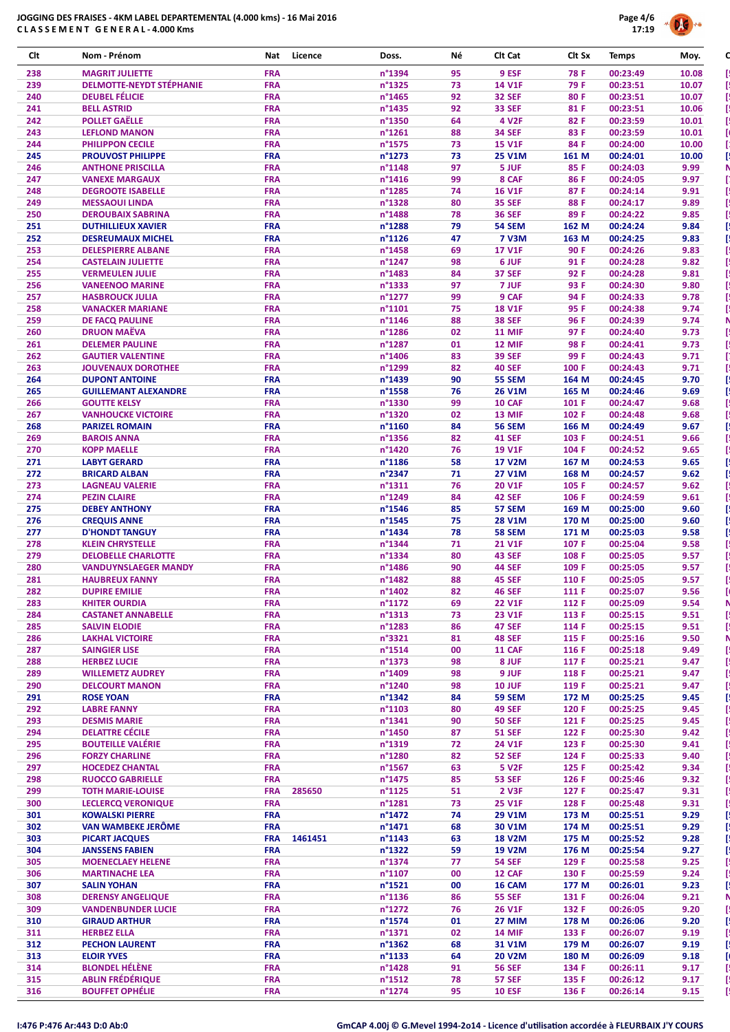JOGGING DES FRAISES - 4KM LABEL DEPARTEMENTAL (4.000 kms) - 16 Mai 2016
CLASSEMENT GENERAL - 4.000 Kms

| Clt | Nom - Prénom | Nat | Licence | Doss. | Né | Clt Cat | Clt Sx | Temps | Moy. |
|---|---|---|---|---|---|---|---|---|---|
| 238 | MAGRIT JULIETTE | FRA | | n°1394 | 95 | 9 ESF | 78 F | 00:23:49 | 10.08 |
| 239 | DELMOTTE-NEYDT STÉPHANIE | FRA | | n°1325 | 73 | 14 V1F | 79 F | 00:23:51 | 10.07 |
| 240 | DEUBEL FÉLICIE | FRA | | n°1465 | 92 | 32 SEF | 80 F | 00:23:51 | 10.07 |
| 241 | BELL ASTRID | FRA | | n°1435 | 92 | 33 SEF | 81 F | 00:23:51 | 10.06 |
| 242 | POLLET GAËLLE | FRA | | n°1350 | 64 | 4 V2F | 82 F | 00:23:59 | 10.01 |
| 243 | LEFLOND MANON | FRA | | n°1261 | 88 | 34 SEF | 83 F | 00:23:59 | 10.01 |
| 244 | PHILIPPON CECILE | FRA | | n°1575 | 73 | 15 V1F | 84 F | 00:24:00 | 10.00 |
| 245 | PROUVOST PHILIPPE | FRA | | n°1273 | 73 | 25 V1M | 161 M | 00:24:01 | 10.00 |
| 246 | ANTHONE PRISCILLA | FRA | | n°1148 | 97 | 5 JUF | 85 F | 00:24:03 | 9.99 |
| 247 | VANEXE MARGAUX | FRA | | n°1416 | 99 | 8 CAF | 86 F | 00:24:05 | 9.97 |
| 248 | DEGROOTE ISABELLE | FRA | | n°1285 | 74 | 16 V1F | 87 F | 00:24:14 | 9.91 |
| 249 | MESSAOUI LINDA | FRA | | n°1328 | 80 | 35 SEF | 88 F | 00:24:17 | 9.89 |
| 250 | DEROUBAIX SABRINA | FRA | | n°1488 | 78 | 36 SEF | 89 F | 00:24:22 | 9.85 |
| 251 | DUTHILLIEUX XAVIER | FRA | | n°1288 | 79 | 54 SEM | 162 M | 00:24:24 | 9.84 |
| 252 | DESREUMAUX MICHEL | FRA | | n°1126 | 47 | 7 V3M | 163 M | 00:24:25 | 9.83 |
| 253 | DELESPIERRE ALBANE | FRA | | n°1458 | 69 | 17 V1F | 90 F | 00:24:26 | 9.83 |
| 254 | CASTELAIN JULIETTE | FRA | | n°1247 | 98 | 6 JUF | 91 F | 00:24:28 | 9.82 |
| 255 | VERMEULEN JULIE | FRA | | n°1483 | 84 | 37 SEF | 92 F | 00:24:28 | 9.81 |
| 256 | VANEENOO MARINE | FRA | | n°1333 | 97 | 7 JUF | 93 F | 00:24:30 | 9.80 |
| 257 | HASBROUCK JULIA | FRA | | n°1277 | 99 | 9 CAF | 94 F | 00:24:33 | 9.78 |
| 258 | VANACKER MARIANE | FRA | | n°1101 | 75 | 18 V1F | 95 F | 00:24:38 | 9.74 |
| 259 | DE FACQ PAULINE | FRA | | n°1146 | 88 | 38 SEF | 96 F | 00:24:39 | 9.74 |
| 260 | DRUON MAËVA | FRA | | n°1286 | 02 | 11 MIF | 97 F | 00:24:40 | 9.73 |
| 261 | DELEMER PAULINE | FRA | | n°1287 | 01 | 12 MIF | 98 F | 00:24:41 | 9.73 |
| 262 | GAUTIER VALENTINE | FRA | | n°1406 | 83 | 39 SEF | 99 F | 00:24:43 | 9.71 |
| 263 | JOUVENAUX DOROTHEE | FRA | | n°1299 | 82 | 40 SEF | 100 F | 00:24:43 | 9.71 |
| 264 | DUPONT ANTOINE | FRA | | n°1439 | 90 | 55 SEM | 164 M | 00:24:45 | 9.70 |
| 265 | GUILLEMANT ALEXANDRE | FRA | | n°1558 | 76 | 26 V1M | 165 M | 00:24:46 | 9.69 |
| 266 | GOUTTE KELSY | FRA | | n°1330 | 99 | 10 CAF | 101 F | 00:24:47 | 9.68 |
| 267 | VANHOUCKE VICTOIRE | FRA | | n°1320 | 02 | 13 MIF | 102 F | 00:24:48 | 9.68 |
| 268 | PARIZEL ROMAIN | FRA | | n°1160 | 84 | 56 SEM | 166 M | 00:24:49 | 9.67 |
| 269 | BAROIS ANNA | FRA | | n°1356 | 82 | 41 SEF | 103 F | 00:24:51 | 9.66 |
| 270 | KOPP MAELLE | FRA | | n°1420 | 76 | 19 V1F | 104 F | 00:24:52 | 9.65 |
| 271 | LABYT GERARD | FRA | | n°1186 | 58 | 17 V2M | 167 M | 00:24:53 | 9.65 |
| 272 | BRICARD ALBAN | FRA | | n°2347 | 71 | 27 V1M | 168 M | 00:24:57 | 9.62 |
| 273 | LAGNEAU VALERIE | FRA | | n°1311 | 76 | 20 V1F | 105 F | 00:24:57 | 9.62 |
| 274 | PEZIN CLAIRE | FRA | | n°1249 | 84 | 42 SEF | 106 F | 00:24:59 | 9.61 |
| 275 | DEBEY ANTHONY | FRA | | n°1546 | 85 | 57 SEM | 169 M | 00:25:00 | 9.60 |
| 276 | CREQUIS ANNE | FRA | | n°1545 | 75 | 28 V1M | 170 M | 00:25:00 | 9.60 |
| 277 | D'HONDT TANGUY | FRA | | n°1434 | 78 | 58 SEM | 171 M | 00:25:03 | 9.58 |
| 278 | KLEIN CHRYSTELLE | FRA | | n°1344 | 71 | 21 V1F | 107 F | 00:25:04 | 9.58 |
| 279 | DELOBELLE CHARLOTTE | FRA | | n°1334 | 80 | 43 SEF | 108 F | 00:25:05 | 9.57 |
| 280 | VANDUYNSLAEGER MANDY | FRA | | n°1486 | 90 | 44 SEF | 109 F | 00:25:05 | 9.57 |
| 281 | HAUBREUX FANNY | FRA | | n°1482 | 88 | 45 SEF | 110 F | 00:25:05 | 9.57 |
| 282 | DUPIRE EMILIE | FRA | | n°1402 | 82 | 46 SEF | 111 F | 00:25:07 | 9.56 |
| 283 | KHITER OURDIA | FRA | | n°1172 | 69 | 22 V1F | 112 F | 00:25:09 | 9.54 |
| 284 | CASTANET ANNABELLE | FRA | | n°1313 | 73 | 23 V1F | 113 F | 00:25:15 | 9.51 |
| 285 | SALVIN ELODIE | FRA | | n°1283 | 86 | 47 SEF | 114 F | 00:25:15 | 9.51 |
| 286 | LAKHAL VICTOIRE | FRA | | n°3321 | 81 | 48 SEF | 115 F | 00:25:16 | 9.50 |
| 287 | SAINGIER LISE | FRA | | n°1514 | 00 | 11 CAF | 116 F | 00:25:18 | 9.49 |
| 288 | HERBEZ LUCIE | FRA | | n°1373 | 98 | 8 JUF | 117 F | 00:25:21 | 9.47 |
| 289 | WILLEMETZ AUDREY | FRA | | n°1409 | 98 | 9 JUF | 118 F | 00:25:21 | 9.47 |
| 290 | DELCOURT MANON | FRA | | n°1240 | 98 | 10 JUF | 119 F | 00:25:21 | 9.47 |
| 291 | ROSE YOAN | FRA | | n°1342 | 84 | 59 SEM | 172 M | 00:25:25 | 9.45 |
| 292 | LABRE FANNY | FRA | | n°1103 | 80 | 49 SEF | 120 F | 00:25:25 | 9.45 |
| 293 | DESMIS MARIE | FRA | | n°1341 | 90 | 50 SEF | 121 F | 00:25:25 | 9.45 |
| 294 | DELATTRE CÉCILE | FRA | | n°1450 | 87 | 51 SEF | 122 F | 00:25:30 | 9.42 |
| 295 | BOUTEILLE VALÉRIE | FRA | | n°1319 | 72 | 24 V1F | 123 F | 00:25:30 | 9.41 |
| 296 | FORZY CHARLINE | FRA | | n°1280 | 82 | 52 SEF | 124 F | 00:25:33 | 9.40 |
| 297 | HOCEDEZ CHANTAL | FRA | | n°1567 | 63 | 5 V2F | 125 F | 00:25:42 | 9.34 |
| 298 | RUOCCO GABRIELLE | FRA | | n°1475 | 85 | 53 SEF | 126 F | 00:25:46 | 9.32 |
| 299 | TOTH MARIE-LOUISE | FRA | 285650 | n°1125 | 51 | 2 V3F | 127 F | 00:25:47 | 9.31 |
| 300 | LECLERCQ VERONIQUE | FRA | | n°1281 | 73 | 25 V1F | 128 F | 00:25:48 | 9.31 |
| 301 | KOWALSKI PIERRE | FRA | | n°1472 | 74 | 29 V1M | 173 M | 00:25:51 | 9.29 |
| 302 | VAN WAMBEKE JERÔME | FRA | | n°1471 | 68 | 30 V1M | 174 M | 00:25:51 | 9.29 |
| 303 | PICART JACQUES | FRA | 1461451 | n°1143 | 63 | 18 V2M | 175 M | 00:25:52 | 9.28 |
| 304 | JANSSENS FABIEN | FRA | | n°1322 | 59 | 19 V2M | 176 M | 00:25:54 | 9.27 |
| 305 | MOENECLAEY HELENE | FRA | | n°1374 | 77 | 54 SEF | 129 F | 00:25:58 | 9.25 |
| 306 | MARTINACHE LEA | FRA | | n°1107 | 00 | 12 CAF | 130 F | 00:25:59 | 9.24 |
| 307 | SALIN YOHAN | FRA | | n°1521 | 00 | 16 CAM | 177 M | 00:26:01 | 9.23 |
| 308 | DERENSY ANGELIQUE | FRA | | n°1136 | 86 | 55 SEF | 131 F | 00:26:04 | 9.21 |
| 309 | VANDENBUNDER LUCIE | FRA | | n°1272 | 76 | 26 V1F | 132 F | 00:26:05 | 9.20 |
| 310 | GIRAUD ARTHUR | FRA | | n°1574 | 01 | 27 MIM | 178 M | 00:26:06 | 9.20 |
| 311 | HERBEZ ELLA | FRA | | n°1371 | 02 | 14 MIF | 133 F | 00:26:07 | 9.19 |
| 312 | PECHON LAURENT | FRA | | n°1362 | 68 | 31 V1M | 179 M | 00:26:07 | 9.19 |
| 313 | ELOIR YVES | FRA | | n°1133 | 64 | 20 V2M | 180 M | 00:26:09 | 9.18 |
| 314 | BLONDEL HÉLÈNE | FRA | | n°1428 | 91 | 56 SEF | 134 F | 00:26:11 | 9.17 |
| 315 | ABLIN FRÉDÉRIQUE | FRA | | n°1512 | 78 | 57 SEF | 135 F | 00:26:12 | 9.17 |
| 316 | BOUFFET OPHÉLIE | FRA | | n°1274 | 95 | 10 ESF | 136 F | 00:26:14 | 9.15 |

I:476 P:476 Ar:443 D:0 Ab:0

GmCAP 4.00j © G.Mevel 1994-2014 - Licence d'utilisation accordée à FLEURBAIX J'Y COURS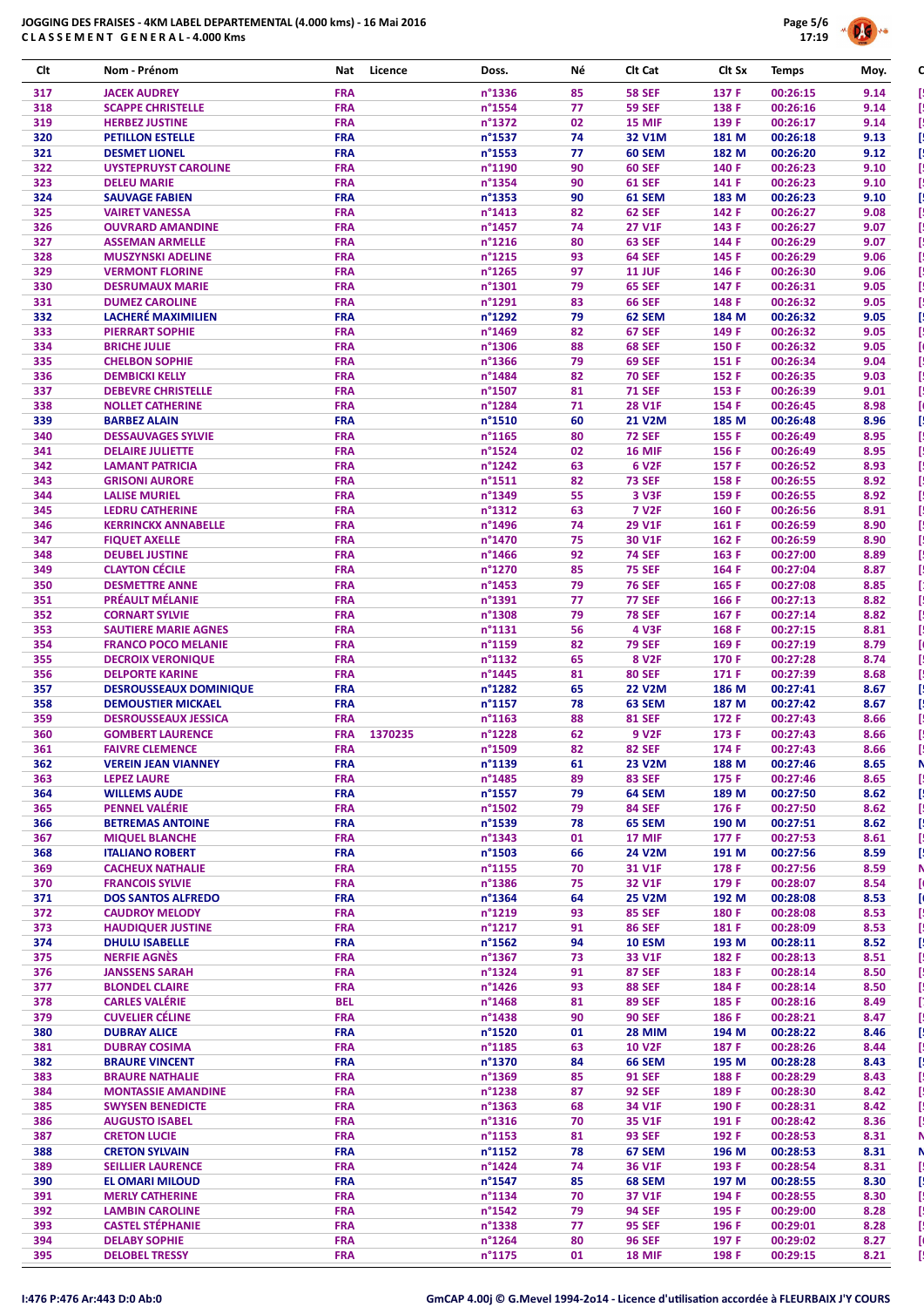JOGGING DES FRAISES - 4KM LABEL DEPARTEMENTAL (4.000 kms) - 16 Mai 2016
CLASSEMENT GENERAL - 4.000 Kms

| Clt | Nom - Prénom | Nat | Licence | Doss. | Né | Clt Cat | Clt Sx | Temps | Moy. |
|---|---|---|---|---|---|---|---|---|---|
| 317 | JACEK AUDREY | FRA | | n°1336 | 85 | 58 SEF | 137 F | 00:26:15 | 9.14 |
| 318 | SCAPPE CHRISTELLE | FRA | | n°1554 | 77 | 59 SEF | 138 F | 00:26:16 | 9.14 |
| 319 | HERBEZ JUSTINE | FRA | | n°1372 | 02 | 15 MIF | 139 F | 00:26:17 | 9.14 |
| 320 | PETILLON ESTELLE | FRA | | n°1537 | 74 | 32 V1M | 181 M | 00:26:18 | 9.13 |
| 321 | DESMET LIONEL | FRA | | n°1553 | 77 | 60 SEM | 182 M | 00:26:20 | 9.12 |
| 322 | UYSTEPRUYST CAROLINE | FRA | | n°1190 | 90 | 60 SEF | 140 F | 00:26:23 | 9.10 |
| 323 | DELEU MARIE | FRA | | n°1354 | 90 | 61 SEF | 141 F | 00:26:23 | 9.10 |
| 324 | SAUVAGE FABIEN | FRA | | n°1353 | 90 | 61 SEM | 183 M | 00:26:23 | 9.10 |
| 325 | VAIRET VANESSA | FRA | | n°1413 | 82 | 62 SEF | 142 F | 00:26:27 | 9.08 |
| 326 | OUVRARD AMANDINE | FRA | | n°1457 | 74 | 27 V1F | 143 F | 00:26:27 | 9.07 |
| 327 | ASSEMAN ARMELLE | FRA | | n°1216 | 80 | 63 SEF | 144 F | 00:26:29 | 9.07 |
| 328 | MUSZYNSKI ADELINE | FRA | | n°1215 | 93 | 64 SEF | 145 F | 00:26:29 | 9.06 |
| 329 | VERMONT FLORINE | FRA | | n°1265 | 97 | 11 JUF | 146 F | 00:26:30 | 9.06 |
| 330 | DESRUMAUX MARIE | FRA | | n°1301 | 79 | 65 SEF | 147 F | 00:26:31 | 9.05 |
| 331 | DUMEZ CAROLINE | FRA | | n°1291 | 83 | 66 SEF | 148 F | 00:26:32 | 9.05 |
| 332 | LACHERÉ MAXIMILIEN | FRA | | n°1292 | 79 | 62 SEM | 184 M | 00:26:32 | 9.05 |
| 333 | PIERRART SOPHIE | FRA | | n°1469 | 82 | 67 SEF | 149 F | 00:26:32 | 9.05 |
| 334 | BRICHE JULIE | FRA | | n°1306 | 88 | 68 SEF | 150 F | 00:26:32 | 9.05 |
| 335 | CHELBON SOPHIE | FRA | | n°1366 | 79 | 69 SEF | 151 F | 00:26:34 | 9.04 |
| 336 | DEMBICKI KELLY | FRA | | n°1484 | 82 | 70 SEF | 152 F | 00:26:35 | 9.03 |
| 337 | DEBEVRE CHRISTELLE | FRA | | n°1507 | 81 | 71 SEF | 153 F | 00:26:39 | 9.01 |
| 338 | NOLLET CATHERINE | FRA | | n°1284 | 71 | 28 V1F | 154 F | 00:26:45 | 8.98 |
| 339 | BARBEZ ALAIN | FRA | | n°1510 | 60 | 21 V2M | 185 M | 00:26:48 | 8.96 |
| 340 | DESSAUVAGES SYLVIE | FRA | | n°1165 | 80 | 72 SEF | 155 F | 00:26:49 | 8.95 |
| 341 | DELAIRE JULIETTE | FRA | | n°1524 | 02 | 16 MIF | 156 F | 00:26:49 | 8.95 |
| 342 | LAMANT PATRICIA | FRA | | n°1242 | 63 | 6 V2F | 157 F | 00:26:52 | 8.93 |
| 343 | GRISONI AURORE | FRA | | n°1511 | 82 | 73 SEF | 158 F | 00:26:55 | 8.92 |
| 344 | LALISE MURIEL | FRA | | n°1349 | 55 | 3 V3F | 159 F | 00:26:55 | 8.92 |
| 345 | LEDRU CATHERINE | FRA | | n°1312 | 63 | 7 V2F | 160 F | 00:26:56 | 8.91 |
| 346 | KERRINCKX ANNABELLE | FRA | | n°1496 | 74 | 29 V1F | 161 F | 00:26:59 | 8.90 |
| 347 | FIQUET AXELLE | FRA | | n°1470 | 75 | 30 V1F | 162 F | 00:26:59 | 8.90 |
| 348 | DEUBEL JUSTINE | FRA | | n°1466 | 92 | 74 SEF | 163 F | 00:27:00 | 8.89 |
| 349 | CLAYTON CÉCILE | FRA | | n°1270 | 85 | 75 SEF | 164 F | 00:27:04 | 8.87 |
| 350 | DESMETTRE ANNE | FRA | | n°1453 | 79 | 76 SEF | 165 F | 00:27:08 | 8.85 |
| 351 | PRÉAULT MÉLANIE | FRA | | n°1391 | 77 | 77 SEF | 166 F | 00:27:13 | 8.82 |
| 352 | CORNART SYLVIE | FRA | | n°1308 | 79 | 78 SEF | 167 F | 00:27:14 | 8.82 |
| 353 | SAUTIERE MARIE AGNES | FRA | | n°1131 | 56 | 4 V3F | 168 F | 00:27:15 | 8.81 |
| 354 | FRANCO POCO MELANIE | FRA | | n°1159 | 82 | 79 SEF | 169 F | 00:27:19 | 8.79 |
| 355 | DECROIX VERONIQUE | FRA | | n°1132 | 65 | 8 V2F | 170 F | 00:27:28 | 8.74 |
| 356 | DELPORTE KARINE | FRA | | n°1445 | 81 | 80 SEF | 171 F | 00:27:39 | 8.68 |
| 357 | DESROUSSEAUX DOMINIQUE | FRA | | n°1282 | 65 | 22 V2M | 186 M | 00:27:41 | 8.67 |
| 358 | DEMOUSTIER MICKAEL | FRA | | n°1157 | 78 | 63 SEM | 187 M | 00:27:42 | 8.67 |
| 359 | DESROUSSEAUX JESSICA | FRA | | n°1163 | 88 | 81 SEF | 172 F | 00:27:43 | 8.66 |
| 360 | GOMBERT LAURENCE | FRA | 1370235 | n°1228 | 62 | 9 V2F | 173 F | 00:27:43 | 8.66 |
| 361 | FAIVRE CLEMENCE | FRA | | n°1509 | 82 | 82 SEF | 174 F | 00:27:43 | 8.66 |
| 362 | VEREIN JEAN VIANNEY | FRA | | n°1139 | 61 | 23 V2M | 188 M | 00:27:46 | 8.65 |
| 363 | LEPEZ LAURE | FRA | | n°1485 | 89 | 83 SEF | 175 F | 00:27:46 | 8.65 |
| 364 | WILLEMS AUDE | FRA | | n°1557 | 79 | 64 SEM | 189 M | 00:27:50 | 8.62 |
| 365 | PENNEL VALÉRIE | FRA | | n°1502 | 79 | 84 SEF | 176 F | 00:27:50 | 8.62 |
| 366 | BETREMAS ANTOINE | FRA | | n°1539 | 78 | 65 SEM | 190 M | 00:27:51 | 8.62 |
| 367 | MIQUEL BLANCHE | FRA | | n°1343 | 01 | 17 MIF | 177 F | 00:27:53 | 8.61 |
| 368 | ITALIANO ROBERT | FRA | | n°1503 | 66 | 24 V2M | 191 M | 00:27:56 | 8.59 |
| 369 | CACHEUX NATHALIE | FRA | | n°1155 | 70 | 31 V1F | 178 F | 00:27:56 | 8.59 |
| 370 | FRANCOIS SYLVIE | FRA | | n°1386 | 75 | 32 V1F | 179 F | 00:28:07 | 8.54 |
| 371 | DOS SANTOS ALFREDO | FRA | | n°1364 | 64 | 25 V2M | 192 M | 00:28:08 | 8.53 |
| 372 | CAUDROY MELODY | FRA | | n°1219 | 93 | 85 SEF | 180 F | 00:28:08 | 8.53 |
| 373 | HAUDIQUER JUSTINE | FRA | | n°1217 | 91 | 86 SEF | 181 F | 00:28:09 | 8.53 |
| 374 | DHULU ISABELLE | FRA | | n°1562 | 94 | 10 ESM | 193 M | 00:28:11 | 8.52 |
| 375 | NERFIE AGNÈS | FRA | | n°1367 | 73 | 33 V1F | 182 F | 00:28:13 | 8.51 |
| 376 | JANSSENS SARAH | FRA | | n°1324 | 91 | 87 SEF | 183 F | 00:28:14 | 8.50 |
| 377 | BLONDEL CLAIRE | FRA | | n°1426 | 93 | 88 SEF | 184 F | 00:28:14 | 8.50 |
| 378 | CARLES VALÉRIE | BEL | | n°1468 | 81 | 89 SEF | 185 F | 00:28:16 | 8.49 |
| 379 | CUVELIER CÉLINE | FRA | | n°1438 | 90 | 90 SEF | 186 F | 00:28:21 | 8.47 |
| 380 | DUBRAY ALICE | FRA | | n°1520 | 01 | 28 MIM | 194 M | 00:28:22 | 8.46 |
| 381 | DUBRAY COSIMA | FRA | | n°1185 | 63 | 10 V2F | 187 F | 00:28:26 | 8.44 |
| 382 | BRAURE VINCENT | FRA | | n°1370 | 84 | 66 SEM | 195 M | 00:28:28 | 8.43 |
| 383 | BRAURE NATHALIE | FRA | | n°1369 | 85 | 91 SEF | 188 F | 00:28:29 | 8.43 |
| 384 | MONTASSIE AMANDINE | FRA | | n°1238 | 87 | 92 SEF | 189 F | 00:28:30 | 8.42 |
| 385 | SWYSEN BENEDICTE | FRA | | n°1363 | 68 | 34 V1F | 190 F | 00:28:31 | 8.42 |
| 386 | AUGUSTO ISABEL | FRA | | n°1316 | 70 | 35 V1F | 191 F | 00:28:42 | 8.36 |
| 387 | CRETON LUCIE | FRA | | n°1153 | 81 | 93 SEF | 192 F | 00:28:53 | 8.31 |
| 388 | CRETON SYLVAIN | FRA | | n°1152 | 78 | 67 SEM | 196 M | 00:28:53 | 8.31 |
| 389 | SEILLIER LAURENCE | FRA | | n°1424 | 74 | 36 V1F | 193 F | 00:28:54 | 8.31 |
| 390 | EL OMARI MILOUD | FRA | | n°1547 | 85 | 68 SEM | 197 M | 00:28:55 | 8.30 |
| 391 | MERLY CATHERINE | FRA | | n°1134 | 70 | 37 V1F | 194 F | 00:28:55 | 8.30 |
| 392 | LAMBIN CAROLINE | FRA | | n°1542 | 79 | 94 SEF | 195 F | 00:29:00 | 8.28 |
| 393 | CASTEL STÉPHANIE | FRA | | n°1338 | 77 | 95 SEF | 196 F | 00:29:01 | 8.28 |
| 394 | DELABY SOPHIE | FRA | | n°1264 | 80 | 96 SEF | 197 F | 00:29:02 | 8.27 |
| 395 | DELOBEL TRESSY | FRA | | n°1175 | 01 | 18 MIF | 198 F | 00:29:15 | 8.21 |

I:476 P:476 Ar:443 D:0 Ab:0

GmCAP 4.00j © G.Mevel 1994-2014 - Licence d'utilisation accordée à FLEURBAIX J'Y COURS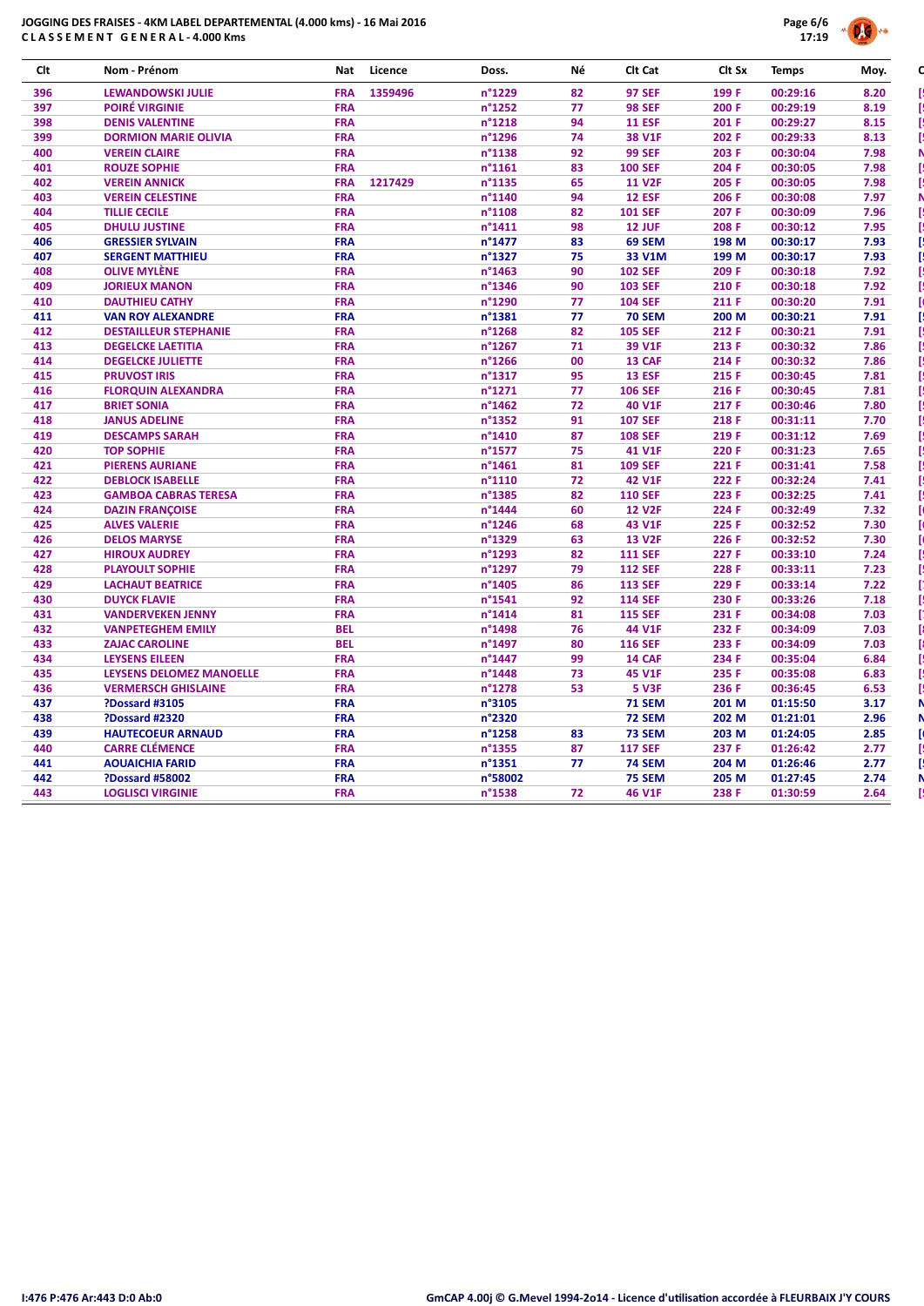**JOGGING DES FRAISES - 4KM LABEL DEPARTEMENTAL (4.000 kms) - 16 Mai 2016**
**CLASSEMENT GENERAL - 4.000 Kms**

| Clt | Nom - Prénom | Nat | Licence | Doss. | Né | Clt Cat | Clt Sx | Temps | Moy. |
|---|---|---|---|---|---|---|---|---|---|
| 396 | LEWANDOWSKI JULIE | FRA | 1359496 | n°1229 | 82 | 97 SEF | 199 F | 00:29:16 | 8.20 |
| 397 | POIRÉ VIRGINIE | FRA | | n°1252 | 77 | 98 SEF | 200 F | 00:29:19 | 8.19 |
| 398 | DENIS VALENTINE | FRA | | n°1218 | 94 | 11 ESF | 201 F | 00:29:27 | 8.15 |
| 399 | DORMION MARIE OLIVIA | FRA | | n°1296 | 74 | 38 V1F | 202 F | 00:29:33 | 8.13 |
| 400 | VEREIN CLAIRE | FRA | | n°1138 | 92 | 99 SEF | 203 F | 00:30:04 | 7.98 |
| 401 | ROUZE SOPHIE | FRA | | n°1161 | 83 | 100 SEF | 204 F | 00:30:05 | 7.98 |
| 402 | VEREIN ANNICK | FRA | 1217429 | n°1135 | 65 | 11 V2F | 205 F | 00:30:05 | 7.98 |
| 403 | VEREIN CELESTINE | FRA | | n°1140 | 94 | 12 ESF | 206 F | 00:30:08 | 7.97 |
| 404 | TILLIE CECILE | FRA | | n°1108 | 82 | 101 SEF | 207 F | 00:30:09 | 7.96 |
| 405 | DHULU JUSTINE | FRA | | n°1411 | 98 | 12 JUF | 208 F | 00:30:12 | 7.95 |
| 406 | GRESSIER SYLVAIN | FRA | | n°1477 | 83 | 69 SEM | 198 M | 00:30:17 | 7.93 |
| 407 | SERGENT MATTHIEU | FRA | | n°1327 | 75 | 33 V1M | 199 M | 00:30:17 | 7.93 |
| 408 | OLIVE MYLÈNE | FRA | | n°1463 | 90 | 102 SEF | 209 F | 00:30:18 | 7.92 |
| 409 | JORIEUX MANON | FRA | | n°1346 | 90 | 103 SEF | 210 F | 00:30:18 | 7.92 |
| 410 | DAUTHIEU CATHY | FRA | | n°1290 | 77 | 104 SEF | 211 F | 00:30:20 | 7.91 |
| 411 | VAN ROY ALEXANDRE | FRA | | n°1381 | 77 | 70 SEM | 200 M | 00:30:21 | 7.91 |
| 412 | DESTAILLEUR STEPHANIE | FRA | | n°1268 | 82 | 105 SEF | 212 F | 00:30:21 | 7.91 |
| 413 | DEGELCKE LAETITIA | FRA | | n°1267 | 71 | 39 V1F | 213 F | 00:30:32 | 7.86 |
| 414 | DEGELCKE JULIETTE | FRA | | n°1266 | 00 | 13 CAF | 214 F | 00:30:32 | 7.86 |
| 415 | PRUVOST IRIS | FRA | | n°1317 | 95 | 13 ESF | 215 F | 00:30:45 | 7.81 |
| 416 | FLORQUIN ALEXANDRA | FRA | | n°1271 | 77 | 106 SEF | 216 F | 00:30:45 | 7.81 |
| 417 | BRIET SONIA | FRA | | n°1462 | 72 | 40 V1F | 217 F | 00:30:46 | 7.80 |
| 418 | JANUS ADELINE | FRA | | n°1352 | 91 | 107 SEF | 218 F | 00:31:11 | 7.70 |
| 419 | DESCAMPS SARAH | FRA | | n°1410 | 87 | 108 SEF | 219 F | 00:31:12 | 7.69 |
| 420 | TOP SOPHIE | FRA | | n°1577 | 75 | 41 V1F | 220 F | 00:31:23 | 7.65 |
| 421 | PIERENS AURIANE | FRA | | n°1461 | 81 | 109 SEF | 221 F | 00:31:41 | 7.58 |
| 422 | DEBLOCK ISABELLE | FRA | | n°1110 | 72 | 42 V1F | 222 F | 00:32:24 | 7.41 |
| 423 | GAMBOA CABRAS TERESA | FRA | | n°1385 | 82 | 110 SEF | 223 F | 00:32:25 | 7.41 |
| 424 | DAZIN FRANÇOISE | FRA | | n°1444 | 60 | 12 V2F | 224 F | 00:32:49 | 7.32 |
| 425 | ALVES VALERIE | FRA | | n°1246 | 68 | 43 V1F | 225 F | 00:32:52 | 7.30 |
| 426 | DELOS MARYSE | FRA | | n°1329 | 63 | 13 V2F | 226 F | 00:32:52 | 7.30 |
| 427 | HIROUX AUDREY | FRA | | n°1293 | 82 | 111 SEF | 227 F | 00:33:10 | 7.24 |
| 428 | PLAYOULT SOPHIE | FRA | | n°1297 | 79 | 112 SEF | 228 F | 00:33:11 | 7.23 |
| 429 | LACHAUT BEATRICE | FRA | | n°1405 | 86 | 113 SEF | 229 F | 00:33:14 | 7.22 |
| 430 | DUYCK FLAVIE | FRA | | n°1541 | 92 | 114 SEF | 230 F | 00:33:26 | 7.18 |
| 431 | VANDERVEKEN JENNY | FRA | | n°1414 | 81 | 115 SEF | 231 F | 00:34:08 | 7.03 |
| 432 | VANPETEGHEM EMILY | BEL | | n°1498 | 76 | 44 V1F | 232 F | 00:34:09 | 7.03 |
| 433 | ZAJAC CAROLINE | BEL | | n°1497 | 80 | 116 SEF | 233 F | 00:34:09 | 7.03 |
| 434 | LEYSENS EILEEN | FRA | | n°1447 | 99 | 14 CAF | 234 F | 00:35:04 | 6.84 |
| 435 | LEYSENS DELOMEZ MANOELLE | FRA | | n°1448 | 73 | 45 V1F | 235 F | 00:35:08 | 6.83 |
| 436 | VERMERSCH GHISLAINE | FRA | | n°1278 | 53 | 5 V3F | 236 F | 00:36:45 | 6.53 |
| 437 | ?Dossard #3105 | FRA | | n°3105 | | 71 SEM | 201 M | 01:15:50 | 3.17 |
| 438 | ?Dossard #2320 | FRA | | n°2320 | | 72 SEM | 202 M | 01:21:01 | 2.96 |
| 439 | HAUTECOEUR ARNAUD | FRA | | n°1258 | 83 | 73 SEM | 203 M | 01:24:05 | 2.85 |
| 440 | CARRE CLÉMENCE | FRA | | n°1355 | 87 | 117 SEF | 237 F | 01:26:42 | 2.77 |
| 441 | AOUAICHIA FARID | FRA | | n°1351 | 77 | 74 SEM | 204 M | 01:26:46 | 2.77 |
| 442 | ?Dossard #58002 | FRA | | n°58002 | | 75 SEM | 205 M | 01:27:45 | 2.74 |
| 443 | LOGLISCI VIRGINIE | FRA | | n°1538 | 72 | 46 V1F | 238 F | 01:30:59 | 2.64 |

I:476 P:476 Ar:443 D:0 Ab:0

GmCAP 4.00j © G.Mevel 1994-2014 - Licence d'utilisation accordée à FLEURBAIX J'Y COURS